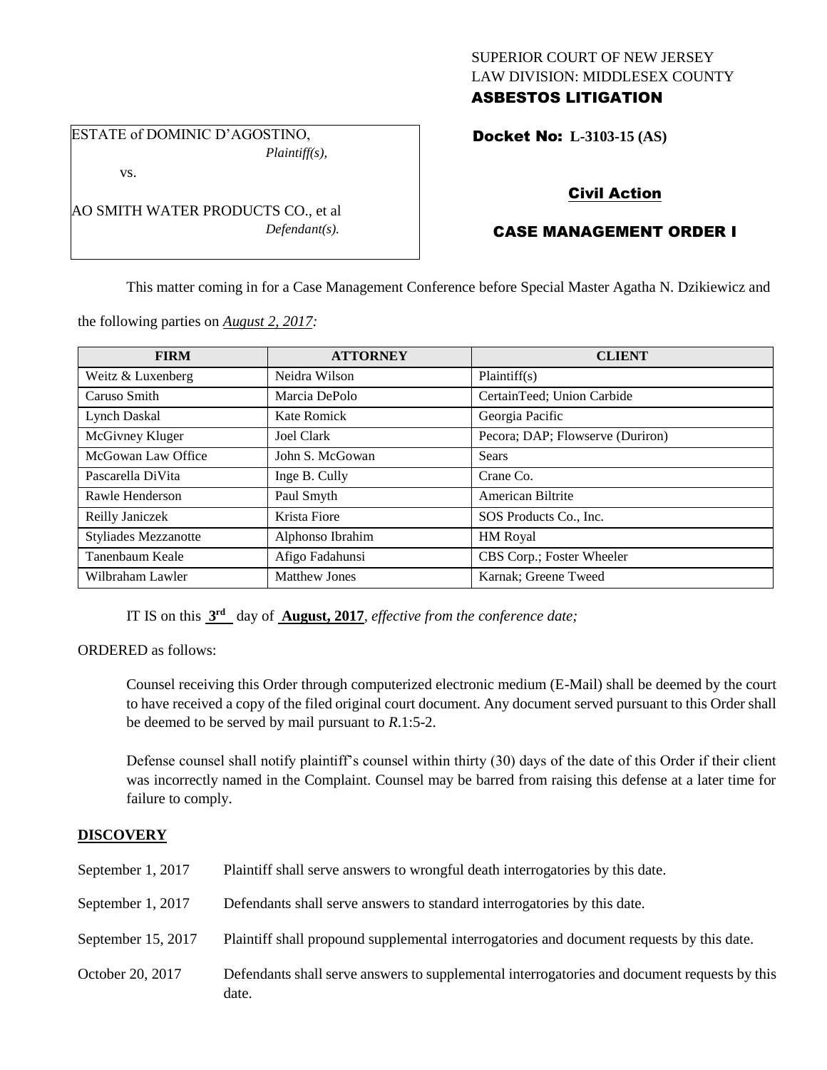SUPERIOR COURT OF NEW JERSEY
LAW DIVISION: MIDDLESEX COUNTY
**ASBESTOS LITIGATION**

ESTATE of DOMINIC D'AGOSTINO,
*Plaintiff(s),*

vs.

AO SMITH WATER PRODUCTS CO., et al
*Defendant(s).*

**Docket No: L-3103-15 (AS)**

**Civil Action**

**CASE MANAGEMENT ORDER I**

This matter coming in for a Case Management Conference before Special Master Agatha N. Dzikiewicz and the following parties on *August 2, 2017:*

| FIRM | ATTORNEY | CLIENT |
|---|---|---|
| Weitz & Luxenberg | Neidra Wilson | Plaintiff(s) |
| Caruso Smith | Marcia DePolo | CertainTeed; Union Carbide |
| Lynch Daskal | Kate Romick | Georgia Pacific |
| McGivney Kluger | Joel Clark | Pecora; DAP; Flowserve (Duriron) |
| McGowan Law Office | John S. McGowan | Sears |
| Pascarella DiVita | Inge B. Cully | Crane Co. |
| Rawle Henderson | Paul Smyth | American Biltrite |
| Reilly Janiczek | Krista Fiore | SOS Products Co., Inc. |
| Styliades Mezzanotte | Alphonso Ibrahim | HM Royal |
| Tanenbaum Keale | Afigo Fadahunsi | CBS Corp.; Foster Wheeler |
| Wilbraham Lawler | Matthew Jones | Karnak; Greene Tweed |

IT IS on this **3rd** day of **August, 2017**, *effective from the conference date;*

ORDERED as follows:

Counsel receiving this Order through computerized electronic medium (E-Mail) shall be deemed by the court to have received a copy of the filed original court document. Any document served pursuant to this Order shall be deemed to be served by mail pursuant to *R*.1:5-2.

Defense counsel shall notify plaintiff's counsel within thirty (30) days of the date of this Order if their client was incorrectly named in the Complaint. Counsel may be barred from raising this defense at a later time for failure to comply.

## DISCOVERY

| | |
|---|---|
| September 1, 2017 | Plaintiff shall serve answers to wrongful death interrogatories by this date. |
| September 1, 2017 | Defendants shall serve answers to standard interrogatories by this date. |
| September 15, 2017 | Plaintiff shall propound supplemental interrogatories and document requests by this date. |
| October 20, 2017 | Defendants shall serve answers to supplemental interrogatories and document requests by this date. |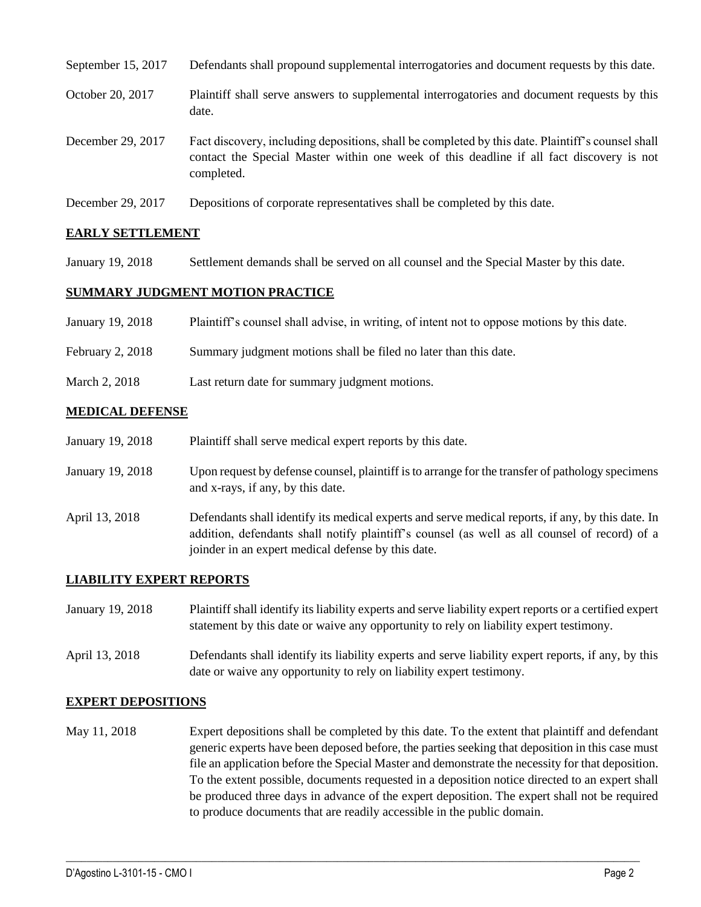| | |
|---|---|
| September 15, 2017 | Defendants shall propound supplemental interrogatories and document requests by this date. |
| October 20, 2017 | Plaintiff shall serve answers to supplemental interrogatories and document requests by this date. |
| December 29, 2017 | Fact discovery, including depositions, shall be completed by this date. Plaintiff's counsel shall contact the Special Master within one week of this deadline if all fact discovery is not completed. |
| December 29, 2017 | Depositions of corporate representatives shall be completed by this date. |

## EARLY SETTLEMENT

| | |
|---|---|
| January 19, 2018 | Settlement demands shall be served on all counsel and the Special Master by this date. |

## SUMMARY JUDGMENT MOTION PRACTICE

| | |
|---|---|
| January 19, 2018 | Plaintiff's counsel shall advise, in writing, of intent not to oppose motions by this date. |
| February 2, 2018 | Summary judgment motions shall be filed no later than this date. |
| March 2, 2018 | Last return date for summary judgment motions. |

## MEDICAL DEFENSE

| | |
|---|---|
| January 19, 2018 | Plaintiff shall serve medical expert reports by this date. |
| January 19, 2018 | Upon request by defense counsel, plaintiff is to arrange for the transfer of pathology specimens and x-rays, if any, by this date. |
| April 13, 2018 | Defendants shall identify its medical experts and serve medical reports, if any, by this date. In addition, defendants shall notify plaintiff's counsel (as well as all counsel of record) of a joinder in an expert medical defense by this date. |

## LIABILITY EXPERT REPORTS

| | |
|---|---|
| January 19, 2018 | Plaintiff shall identify its liability experts and serve liability expert reports or a certified expert statement by this date or waive any opportunity to rely on liability expert testimony. |
| April 13, 2018 | Defendants shall identify its liability experts and serve liability expert reports, if any, by this date or waive any opportunity to rely on liability expert testimony. |

## EXPERT DEPOSITIONS

| | |
|---|---|
| May 11, 2018 | Expert depositions shall be completed by this date. To the extent that plaintiff and defendant generic experts have been deposed before, the parties seeking that deposition in this case must file an application before the Special Master and demonstrate the necessity for that deposition. To the extent possible, documents requested in a deposition notice directed to an expert shall be produced three days in advance of the expert deposition. The expert shall not be required to produce documents that are readily accessible in the public domain. |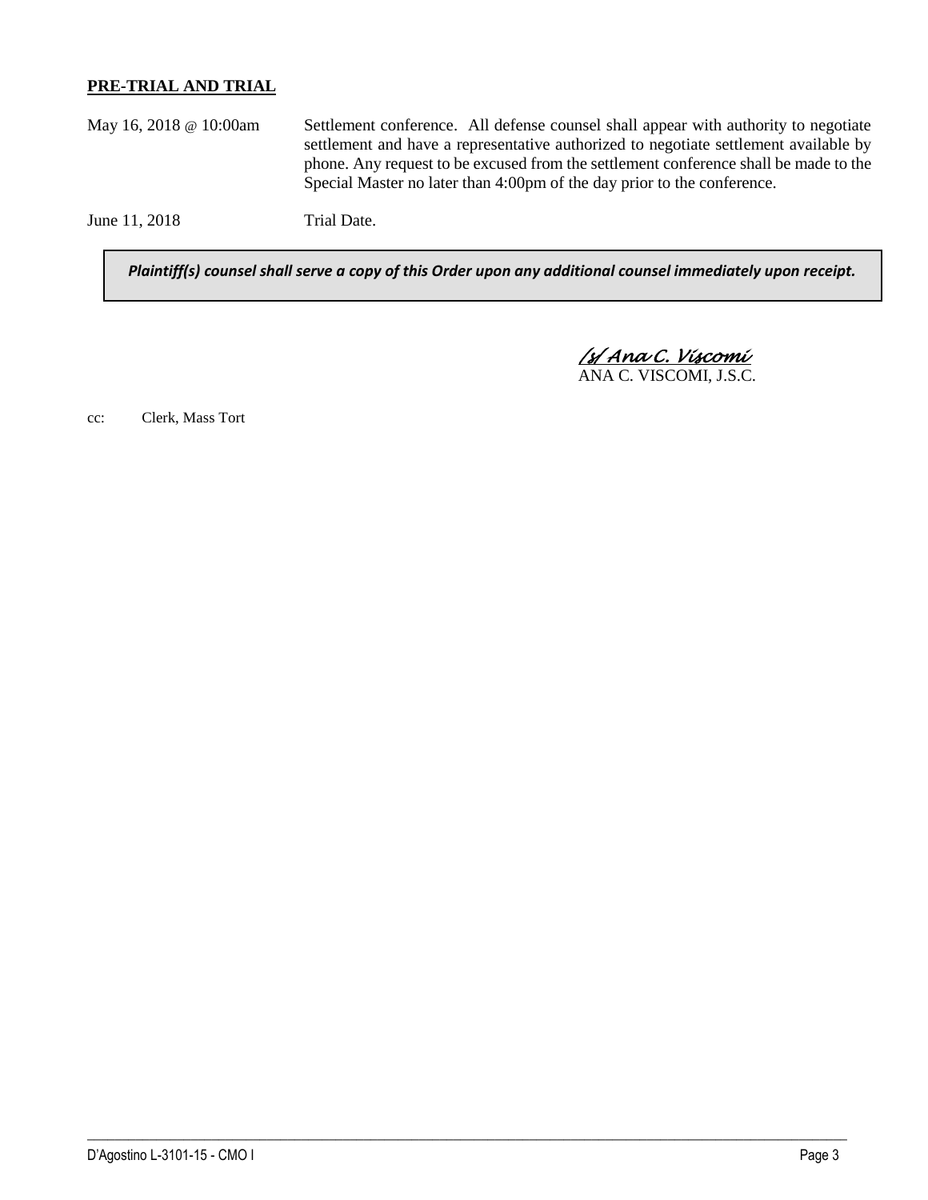**PRE-TRIAL AND TRIAL**

| | |
|---|---|
| May 16, 2018 @ 10:00am | Settlement conference. All defense counsel shall appear with authority to negotiate settlement and have a representative authorized to negotiate settlement available by phone. Any request to be excused from the settlement conference shall be made to the Special Master no later than 4:00pm of the day prior to the conference. |
| June 11, 2018 | Trial Date. |

***Plaintiff(s) counsel shall serve a copy of this Order upon any additional counsel immediately upon receipt.***

/s/ Ana C. Viscomi
ANA C. VISCOMI, J.S.C.

cc: Clerk, Mass Tort